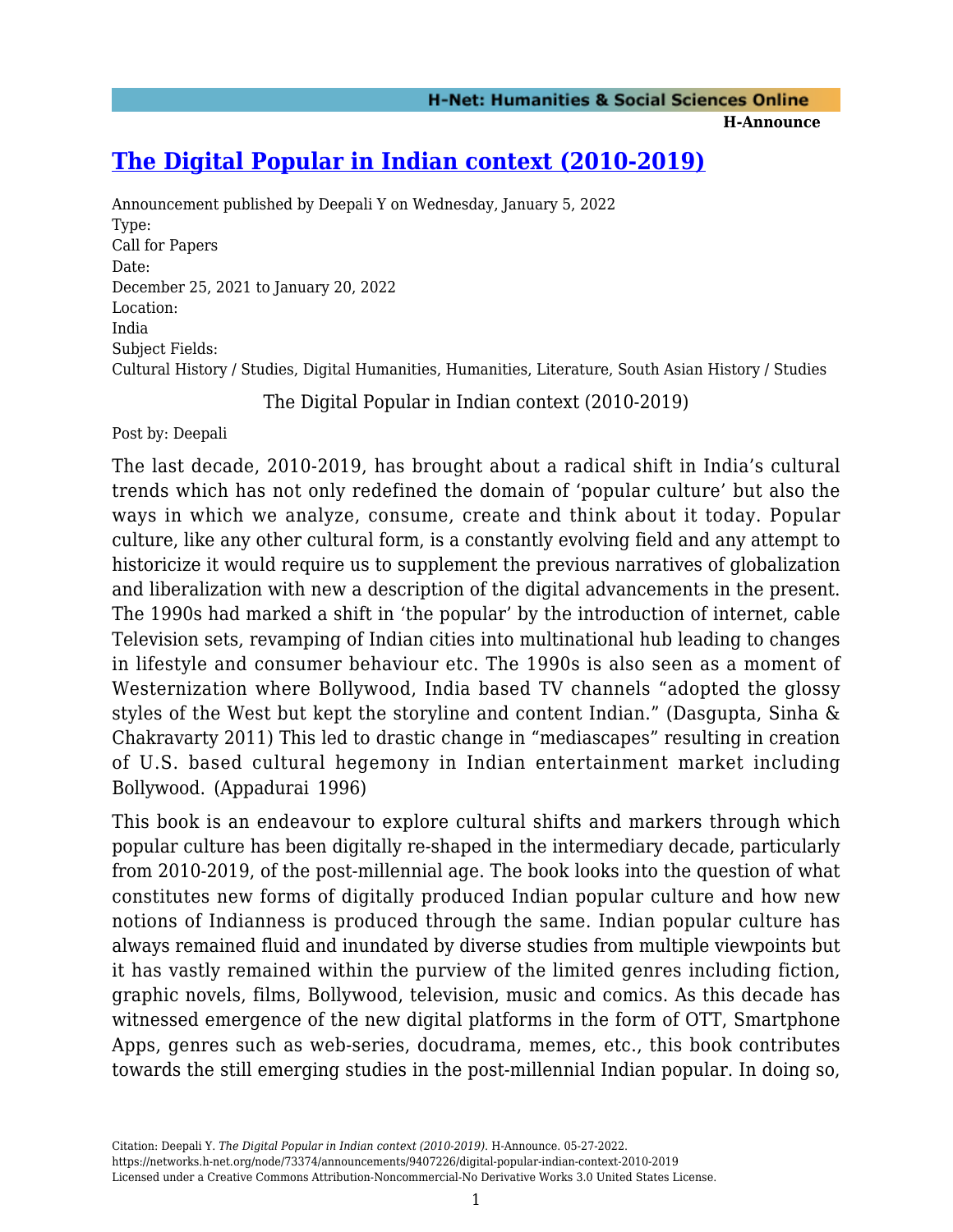# [The Digital Popular in Indian context (2010-2019)](https://networks.h-net.org/node/73374/announcements/9407226/digital-popular-indian-context-2010-2019)

Announcement published by Deepali Y on Wednesday, January 5, 2022

Type:
Call for Papers

Date:
December 25, 2021 to January 20, 2022

Location:
India

Subject Fields:
Cultural History / Studies, Digital Humanities, Humanities, Literature, South Asian History / Studies

The Digital Popular in Indian context (2010-2019)

Post by: Deepali

The last decade, 2010-2019, has brought about a radical shift in India's cultural trends which has not only redefined the domain of 'popular culture' but also the ways in which we analyze, consume, create and think about it today. Popular culture, like any other cultural form, is a constantly evolving field and any attempt to historicize it would require us to supplement the previous narratives of globalization and liberalization with new a description of the digital advancements in the present. The 1990s had marked a shift in 'the popular' by the introduction of internet, cable Television sets, revamping of Indian cities into multinational hub leading to changes in lifestyle and consumer behaviour etc. The 1990s is also seen as a moment of Westernization where Bollywood, India based TV channels "adopted the glossy styles of the West but kept the storyline and content Indian." (Dasgupta, Sinha & Chakravarty 2011) This led to drastic change in "mediascapes" resulting in creation of U.S. based cultural hegemony in Indian entertainment market including Bollywood. (Appadurai 1996)

This book is an endeavour to explore cultural shifts and markers through which popular culture has been digitally re-shaped in the intermediary decade, particularly from 2010-2019, of the post-millennial age. The book looks into the question of what constitutes new forms of digitally produced Indian popular culture and how new notions of Indianness is produced through the same. Indian popular culture has always remained fluid and inundated by diverse studies from multiple viewpoints but it has vastly remained within the purview of the limited genres including fiction, graphic novels, films, Bollywood, television, music and comics. As this decade has witnessed emergence of the new digital platforms in the form of OTT, Smartphone Apps, genres such as web-series, docudrama, memes, etc., this book contributes towards the still emerging studies in the post-millennial Indian popular. In doing so,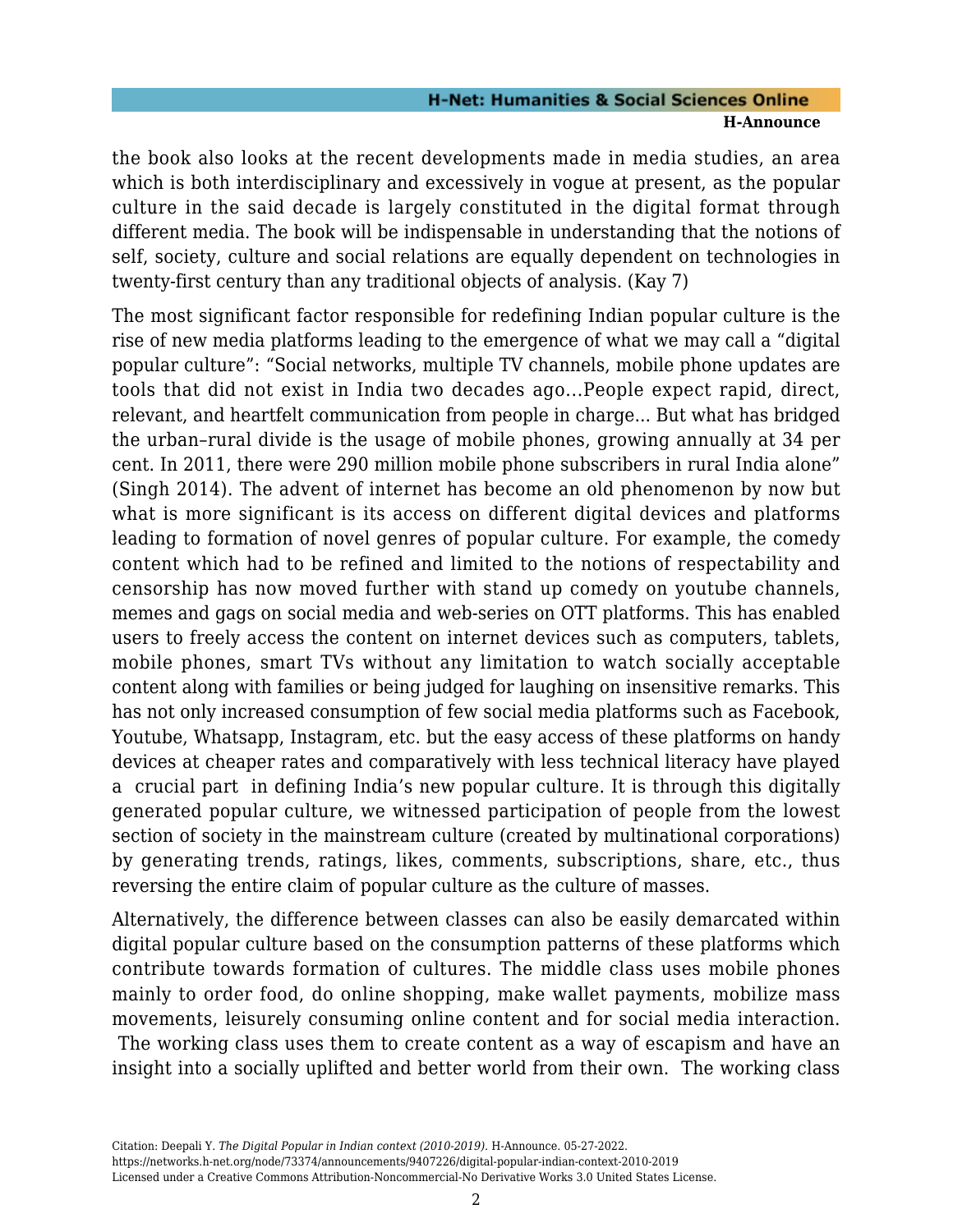the book also looks at the recent developments made in media studies, an area which is both interdisciplinary and excessively in vogue at present, as the popular culture in the said decade is largely constituted in the digital format through different media. The book will be indispensable in understanding that the notions of self, society, culture and social relations are equally dependent on technologies in twenty-first century than any traditional objects of analysis. (Kay 7)

The most significant factor responsible for redefining Indian popular culture is the rise of new media platforms leading to the emergence of what we may call a "digital popular culture": "Social networks, multiple TV channels, mobile phone updates are tools that did not exist in India two decades ago…People expect rapid, direct, relevant, and heartfelt communication from people in charge... But what has bridged the urban–rural divide is the usage of mobile phones, growing annually at 34 per cent. In 2011, there were 290 million mobile phone subscribers in rural India alone" (Singh 2014). The advent of internet has become an old phenomenon by now but what is more significant is its access on different digital devices and platforms leading to formation of novel genres of popular culture. For example, the comedy content which had to be refined and limited to the notions of respectability and censorship has now moved further with stand up comedy on youtube channels, memes and gags on social media and web-series on OTT platforms. This has enabled users to freely access the content on internet devices such as computers, tablets, mobile phones, smart TVs without any limitation to watch socially acceptable content along with families or being judged for laughing on insensitive remarks. This has not only increased consumption of few social media platforms such as Facebook, Youtube, Whatsapp, Instagram, etc. but the easy access of these platforms on handy devices at cheaper rates and comparatively with less technical literacy have played a crucial part in defining India's new popular culture. It is through this digitally generated popular culture, we witnessed participation of people from the lowest section of society in the mainstream culture (created by multinational corporations) by generating trends, ratings, likes, comments, subscriptions, share, etc., thus reversing the entire claim of popular culture as the culture of masses.

Alternatively, the difference between classes can also be easily demarcated within digital popular culture based on the consumption patterns of these platforms which contribute towards formation of cultures. The middle class uses mobile phones mainly to order food, do online shopping, make wallet payments, mobilize mass movements, leisurely consuming online content and for social media interaction. The working class uses them to create content as a way of escapism and have an insight into a socially uplifted and better world from their own. The working class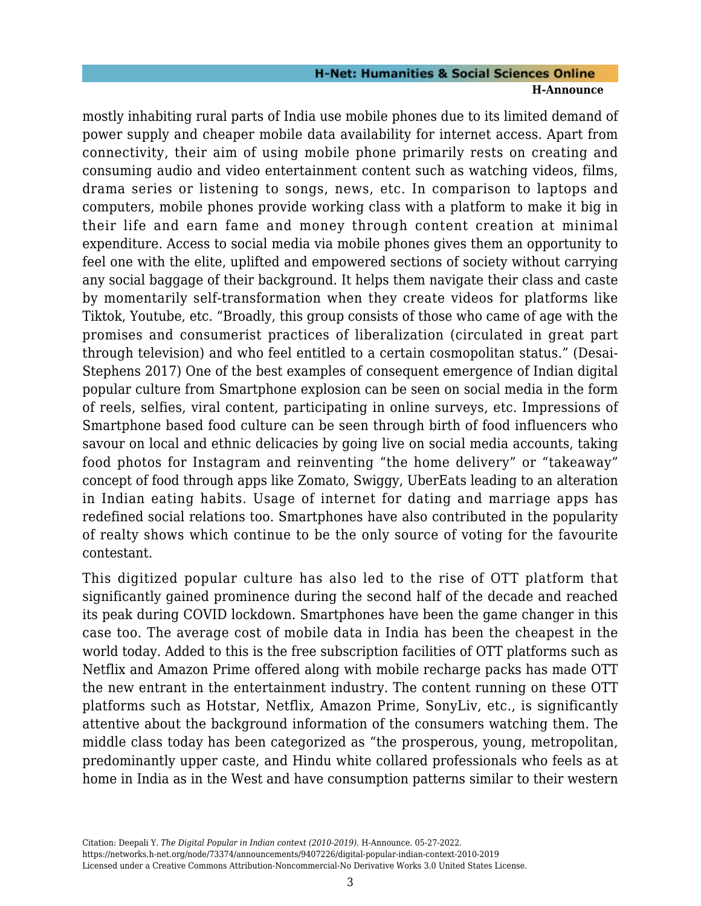mostly inhabiting rural parts of India use mobile phones due to its limited demand of power supply and cheaper mobile data availability for internet access. Apart from connectivity, their aim of using mobile phone primarily rests on creating and consuming audio and video entertainment content such as watching videos, films, drama series or listening to songs, news, etc. In comparison to laptops and computers, mobile phones provide working class with a platform to make it big in their life and earn fame and money through content creation at minimal expenditure. Access to social media via mobile phones gives them an opportunity to feel one with the elite, uplifted and empowered sections of society without carrying any social baggage of their background. It helps them navigate their class and caste by momentarily self-transformation when they create videos for platforms like Tiktok, Youtube, etc. "Broadly, this group consists of those who came of age with the promises and consumerist practices of liberalization (circulated in great part through television) and who feel entitled to a certain cosmopolitan status." (Desai-Stephens 2017) One of the best examples of consequent emergence of Indian digital popular culture from Smartphone explosion can be seen on social media in the form of reels, selfies, viral content, participating in online surveys, etc. Impressions of Smartphone based food culture can be seen through birth of food influencers who savour on local and ethnic delicacies by going live on social media accounts, taking food photos for Instagram and reinventing "the home delivery" or "takeaway" concept of food through apps like Zomato, Swiggy, UberEats leading to an alteration in Indian eating habits. Usage of internet for dating and marriage apps has redefined social relations too. Smartphones have also contributed in the popularity of realty shows which continue to be the only source of voting for the favourite contestant.

This digitized popular culture has also led to the rise of OTT platform that significantly gained prominence during the second half of the decade and reached its peak during COVID lockdown. Smartphones have been the game changer in this case too. The average cost of mobile data in India has been the cheapest in the world today. Added to this is the free subscription facilities of OTT platforms such as Netflix and Amazon Prime offered along with mobile recharge packs has made OTT the new entrant in the entertainment industry. The content running on these OTT platforms such as Hotstar, Netflix, Amazon Prime, SonyLiv, etc., is significantly attentive about the background information of the consumers watching them. The middle class today has been categorized as "the prosperous, young, metropolitan, predominantly upper caste, and Hindu white collared professionals who feels as at home in India as in the West and have consumption patterns similar to their western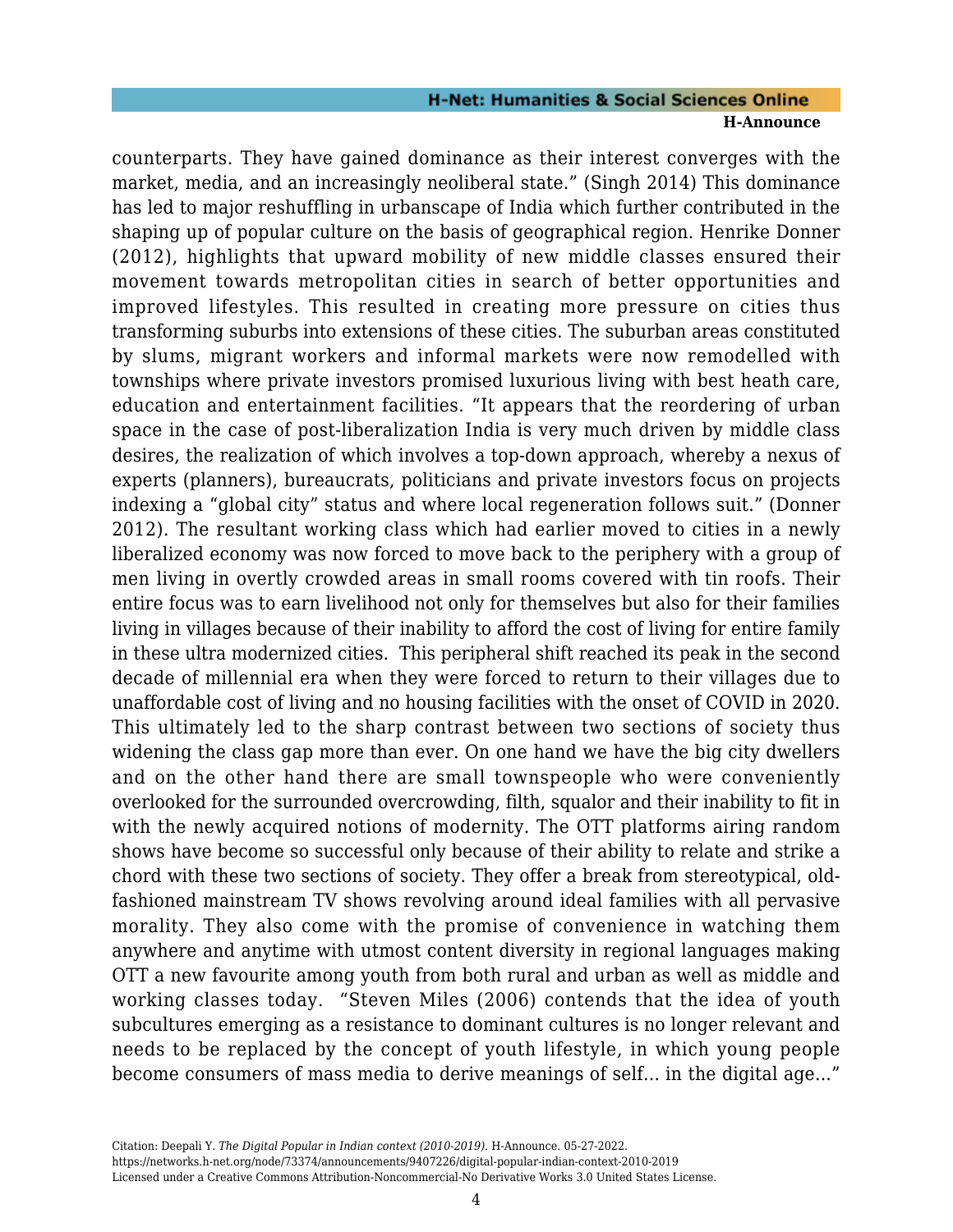counterparts. They have gained dominance as their interest converges with the market, media, and an increasingly neoliberal state." (Singh 2014) This dominance has led to major reshuffling in urbanscape of India which further contributed in the shaping up of popular culture on the basis of geographical region. Henrike Donner (2012), highlights that upward mobility of new middle classes ensured their movement towards metropolitan cities in search of better opportunities and improved lifestyles. This resulted in creating more pressure on cities thus transforming suburbs into extensions of these cities. The suburban areas constituted by slums, migrant workers and informal markets were now remodelled with townships where private investors promised luxurious living with best heath care, education and entertainment facilities. "It appears that the reordering of urban space in the case of post-liberalization India is very much driven by middle class desires, the realization of which involves a top-down approach, whereby a nexus of experts (planners), bureaucrats, politicians and private investors focus on projects indexing a "global city" status and where local regeneration follows suit." (Donner 2012). The resultant working class which had earlier moved to cities in a newly liberalized economy was now forced to move back to the periphery with a group of men living in overtly crowded areas in small rooms covered with tin roofs. Their entire focus was to earn livelihood not only for themselves but also for their families living in villages because of their inability to afford the cost of living for entire family in these ultra modernized cities. This peripheral shift reached its peak in the second decade of millennial era when they were forced to return to their villages due to unaffordable cost of living and no housing facilities with the onset of COVID in 2020. This ultimately led to the sharp contrast between two sections of society thus widening the class gap more than ever. On one hand we have the big city dwellers and on the other hand there are small townspeople who were conveniently overlooked for the surrounded overcrowding, filth, squalor and their inability to fit in with the newly acquired notions of modernity. The OTT platforms airing random shows have become so successful only because of their ability to relate and strike a chord with these two sections of society. They offer a break from stereotypical, old-fashioned mainstream TV shows revolving around ideal families with all pervasive morality. They also come with the promise of convenience in watching them anywhere and anytime with utmost content diversity in regional languages making OTT a new favourite among youth from both rural and urban as well as middle and working classes today. "Steven Miles (2006) contends that the idea of youth subcultures emerging as a resistance to dominant cultures is no longer relevant and needs to be replaced by the concept of youth lifestyle, in which young people become consumers of mass media to derive meanings of self... in the digital age..."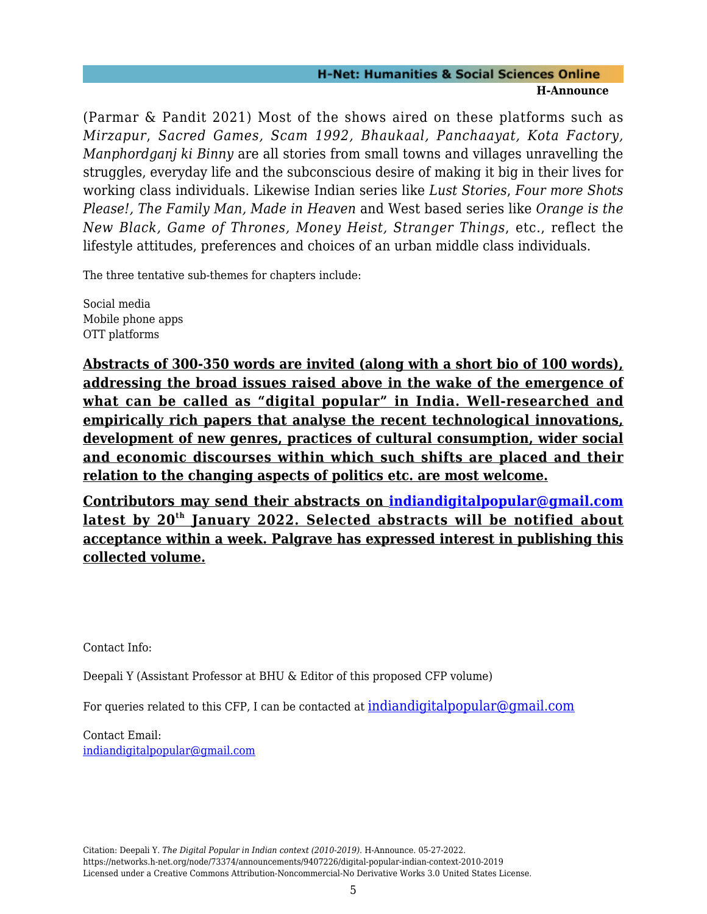(Parmar & Pandit 2021) Most of the shows aired on these platforms such as *Mirzapur*, *Sacred Games, Scam 1992, Bhaukaal, Panchaayat, Kota Factory, Manphordganj ki Binny* are all stories from small towns and villages unravelling the struggles, everyday life and the subconscious desire of making it big in their lives for working class individuals. Likewise Indian series like *Lust Stories*, *Four more Shots Please!, The Family Man, Made in Heaven* and West based series like *Orange is the New Black, Game of Thrones, Money Heist, Stranger Things*, etc., reflect the lifestyle attitudes, preferences and choices of an urban middle class individuals.

The three tentative sub-themes for chapters include:

Social media
Mobile phone apps
OTT platforms

**Abstracts of 300-350 words are invited (along with a short bio of 100 words), addressing the broad issues raised above in the wake of the emergence of what can be called as "digital popular" in India. Well-researched and empirically rich papers that analyse the recent technological innovations, development of new genres, practices of cultural consumption, wider social and economic discourses within which such shifts are placed and their relation to the changing aspects of politics etc. are most welcome.**

**Contributors may send their abstracts on indiandigitalpopular@gmail.com latest by 20th January 2022. Selected abstracts will be notified about acceptance within a week. Palgrave has expressed interest in publishing this collected volume.**

Contact Info:

Deepali Y (Assistant Professor at BHU & Editor of this proposed CFP volume)

For queries related to this CFP, I can be contacted at indiandigitalpopular@gmail.com

Contact Email:
indiandigitalpopular@gmail.com

Citation: Deepali Y. *The Digital Popular in Indian context (2010-2019)*. H-Announce. 05-27-2022.
https://networks.h-net.org/node/73374/announcements/9407226/digital-popular-indian-context-2010-2019
Licensed under a Creative Commons Attribution-Noncommercial-No Derivative Works 3.0 United States License.